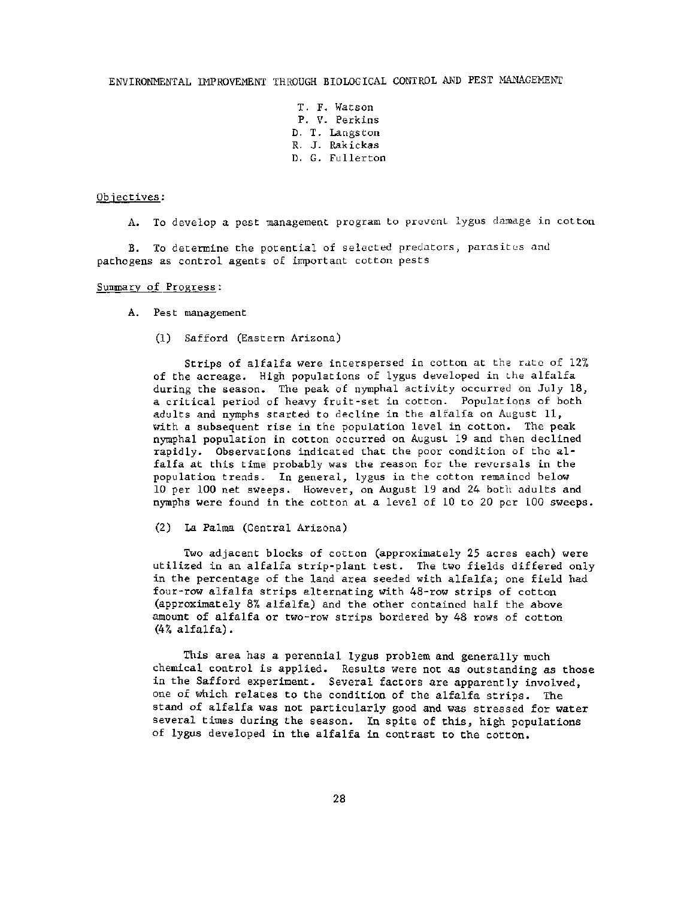# ENVIRONMENTAL IMPROVEMENT THROUGH BIOLOGICAL CONTROL AND PEST MANAGEMENT

T. F. Watson
P. V. Perkins
D. T. Langston
R. J. Rakickas
D. G. Fullerton

## Objectives:

A. To develop a pest management program to prevent lygus damage in cotton

B. To determine the potential of selected predators, parasites and pathogens as control agents of important cotton pests

## Summary of Progress:

### A. Pest management

#### (1) Safford (Eastern Arizona)

Strips of alfalfa were interspersed in cotton at the rate of 12% of the acreage. High populations of lygus developed in the alfalfa during the season. The peak of nymphal activity occurred on July 18, a critical period of heavy fruit-set in cotton. Populations of both adults and nymphs started to decline in the alfalfa on August 11, with a subsequent rise in the population level in cotton. The peak nymphal population in cotton occurred on August 19 and then declined rapidly. Observations indicated that the poor condition of the alfalfa at this time probably was the reason for the reversals in the population trends. In general, lygus in the cotton remained below 10 per 100 net sweeps. However, on August 19 and 24 both adults and nymphs were found in the cotton at a level of 10 to 20 per 100 sweeps.

#### (2) La Palma (Central Arizona)

Two adjacent blocks of cotton (approximately 25 acres each) were utilized in an alfalfa strip-plant test. The two fields differed only in the percentage of the land area seeded with alfalfa; one field had four-row alfalfa strips alternating with 48-row strips of cotton (approximately 8% alfalfa) and the other contained half the above amount of alfalfa or two-row strips bordered by 48 rows of cotton (4% alfalfa).

This area has a perennial lygus problem and generally much chemical control is applied. Results were not as outstanding as those in the Safford experiment. Several factors are apparently involved, one of which relates to the condition of the alfalfa strips. The stand of alfalfa was not particularly good and was stressed for water several times during the season. In spite of this, high populations of lygus developed in the alfalfa in contrast to the cotton.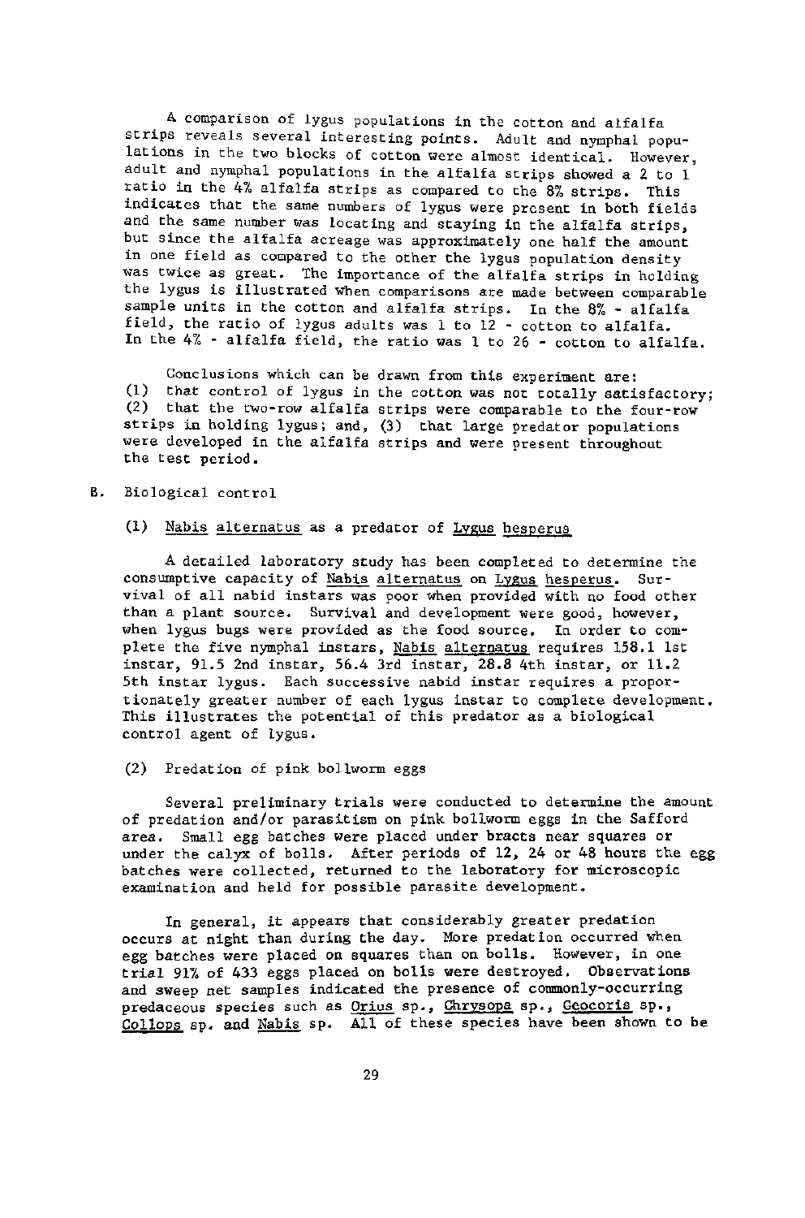A comparison of lygus populations in the cotton and alfalfa strips reveals several interesting points. Adult and nymphal populations in the two blocks of cotton were almost identical. However, adult and nymphal populations in the alfalfa strips showed a 2 to 1 ratio in the 4% alfalfa strips as compared to the 8% strips. This indicates that the same numbers of lygus were present in both fields and the same number was locating and staying in the alfalfa strips, but since the alfalfa acreage was approximately one half the amount in one field as compared to the other the lygus population density was twice as great. The importance of the alfalfa strips in holding the lygus is illustrated when comparisons are made between comparable sample units in the cotton and alfalfa strips. In the 8% - alfalfa field, the ratio of lygus adults was 1 to 12 - cotton to alfalfa. In the 4% - alfalfa field, the ratio was 1 to 26 - cotton to alfalfa.

Conclusions which can be drawn from this experiment are: (1) that control of lygus in the cotton was not totally satisfactory; (2) that the two-row alfalfa strips were comparable to the four-row strips in holding lygus; and, (3) that large predator populations were developed in the alfalfa strips and were present throughout the test period.

B. Biological control

(1) Nabis alternatus as a predator of Lygus hesperus

A detailed laboratory study has been completed to determine the consumptive capacity of Nabis alternatus on Lygus hesperus. Survival of all nabid instars was poor when provided with no food other than a plant source. Survival and development were good, however, when lygus bugs were provided as the food source. In order to complete the five nymphal instars, Nabis alternatus requires 158.1 1st instar, 91.5 2nd instar, 56.4 3rd instar, 28.8 4th instar, or 11.2 5th instar lygus. Each successive nabid instar requires a proportionately greater number of each lygus instar to complete development. This illustrates the potential of this predator as a biological control agent of lygus.

(2) Predation of pink bollworm eggs

Several preliminary trials were conducted to determine the amount of predation and/or parasitism on pink bollworm eggs in the Safford area. Small egg batches were placed under bracts near squares or under the calyx of bolls. After periods of 12, 24 or 48 hours the egg batches were collected, returned to the laboratory for microscopic examination and held for possible parasite development.

In general, it appears that considerably greater predation occurs at night than during the day. More predation occurred when egg batches were placed on squares than on bolls. However, in one trial 91% of 433 eggs placed on bolls were destroyed. Observations and sweep net samples indicated the presence of commonly-occurring predaceous species such as Orius sp., Chrysopa sp., Geocoris sp., Collops sp. and Nabis sp. All of these species have been shown to be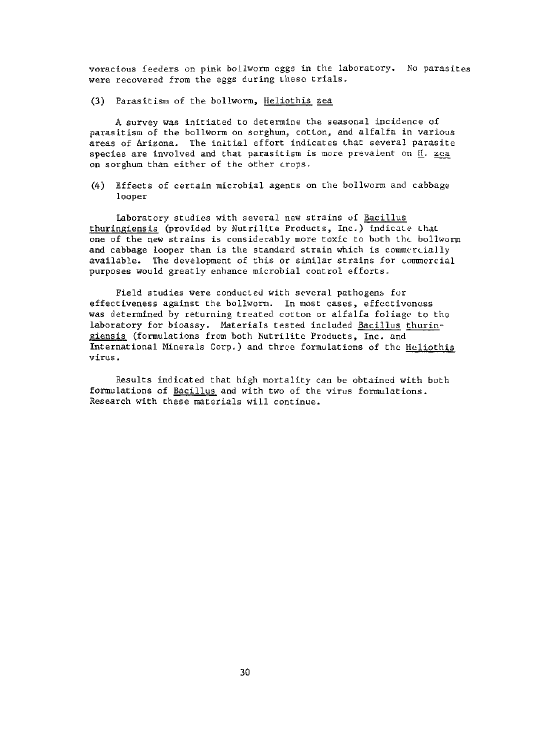voracious feeders on pink bollworm eggs in the laboratory. No parasites were recovered from the eggs during these trials.

(3) Parasitism of the bollworm, *Heliothis zea*

A survey was initiated to determine the seasonal incidence of parasitism of the bollworm on sorghum, cotton, and alfalfa in various areas of Arizona. The initial effort indicates that several parasite species are involved and that parasitism is more prevalent on *H. zea* on sorghum than either of the other crops.

(4) Effects of certain microbial agents on the bollworm and cabbage looper

Laboratory studies with several new strains of *Bacillus thuringiensis* (provided by Nutrilite Products, Inc.) indicate that one of the new strains is considerably more toxic to both the bollworm and cabbage looper than is the standard strain which is commercially available. The development of this or similar strains for commercial purposes would greatly enhance microbial control efforts.

Field studies were conducted with several pathogens for effectiveness against the bollworm. In most cases, effectiveness was determined by returning treated cotton or alfalfa foliage to the laboratory for bioassay. Materials tested included *Bacillus thuringiensis* (formulations from both Nutrilite Products, Inc. and International Minerals Corp.) and three formulations of the *Heliothis* virus.

Results indicated that high mortality can be obtained with both formulations of *Bacillus* and with two of the virus formulations. Research with these materials will continue.